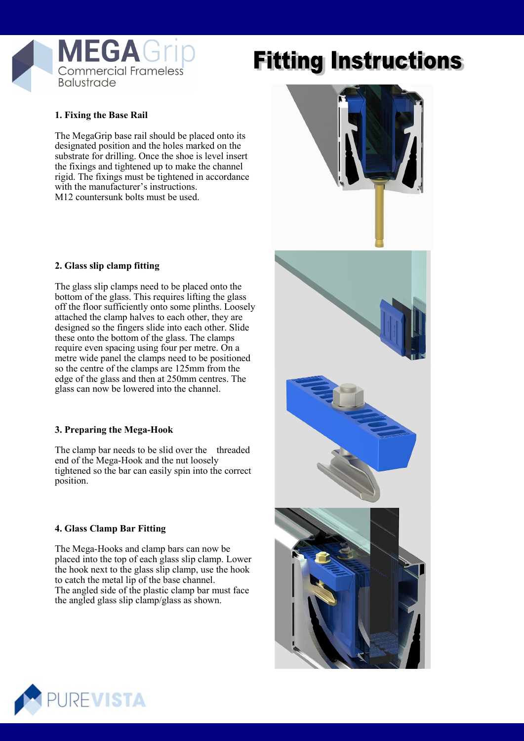MEGAGrip
Commercial Frameless Balustrade

# Fitting Instructions

### 1. Fixing the Base Rail

The MegaGrip base rail should be placed onto its designated position and the holes marked on the substrate for drilling. Once the shoe is level insert the fixings and tightened up to make the channel rigid. The fixings must be tightened in accordance with the manufacturer's instructions.
M12 countersunk bolts must be used.

### 2. Glass slip clamp fitting

The glass slip clamps need to be placed onto the bottom of the glass. This requires lifting the glass off the floor sufficiently onto some plinths. Loosely attached the clamp halves to each other, they are designed so the fingers slide into each other. Slide these onto the bottom of the glass. The clamps require even spacing using four per metre. On a metre wide panel the clamps need to be positioned so the centre of the clamps are 125mm from the edge of the glass and then at 250mm centres. The glass can now be lowered into the channel.

### 3. Preparing the Mega-Hook

The clamp bar needs to be slid over the threaded end of the Mega-Hook and the nut loosely tightened so the bar can easily spin into the correct position.

### 4. Glass Clamp Bar Fitting

The Mega-Hooks and clamp bars can now be placed into the top of each glass slip clamp. Lower the hook next to the glass slip clamp, use the hook to catch the metal lip of the base channel.
The angled side of the plastic clamp bar must face the angled glass slip clamp/glass as shown.

PUREVISTA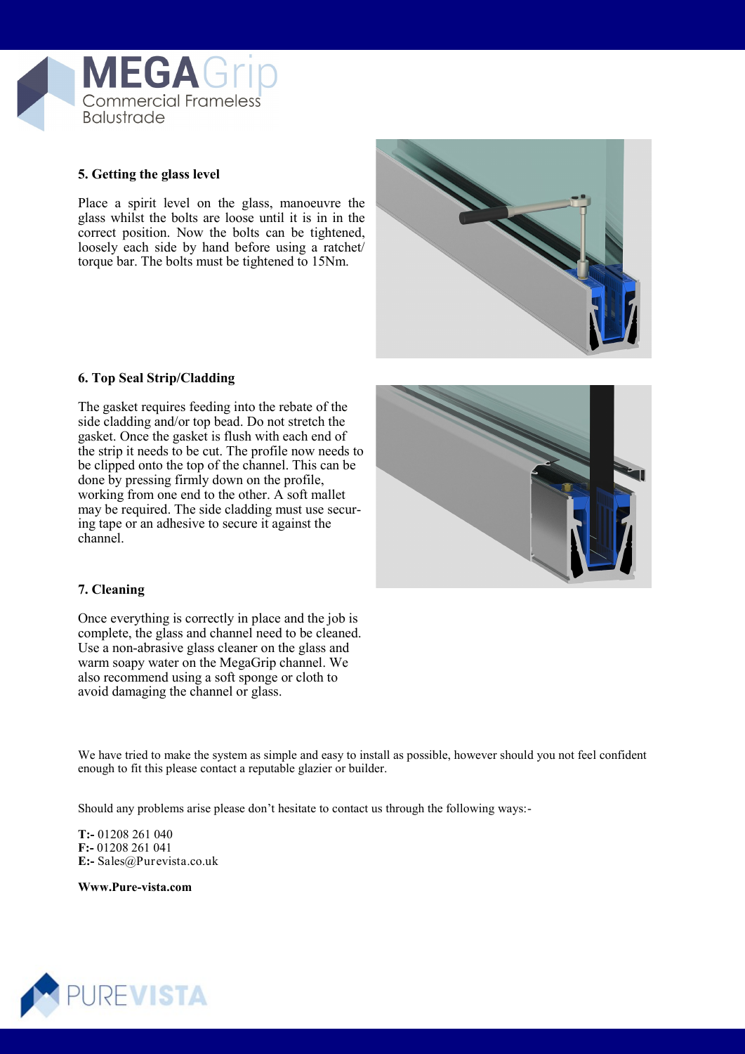## 5. Getting the glass level

Place a spirit level on the glass, manoeuvre the glass whilst the bolts are loose until it is in in the correct position. Now the bolts can be tightened, loosely each side by hand before using a ratchet/ torque bar. The bolts must be tightened to 15Nm.

## 6. Top Seal Strip/Cladding

The gasket requires feeding into the rebate of the side cladding and/or top bead. Do not stretch the gasket. Once the gasket is flush with each end of the strip it needs to be cut. The profile now needs to be clipped onto the top of the channel. This can be done by pressing firmly down on the profile, working from one end to the other. A soft mallet may be required. The side cladding must use securing tape or an adhesive to secure it against the channel.

## 7. Cleaning

Once everything is correctly in place and the job is complete, the glass and channel need to be cleaned. Use a non-abrasive glass cleaner on the glass and warm soapy water on the MegaGrip channel. We also recommend using a soft sponge or cloth to avoid damaging the channel or glass.

We have tried to make the system as simple and easy to install as possible, however should you not feel confident enough to fit this please contact a reputable glazier or builder.

Should any problems arise please don't hesitate to contact us through the following ways:-

**T:-** 01208 261 040
**F:-** 01208 261 041
**E:-** Sales@Purevista.co.uk

**Www.Pure-vista.com**